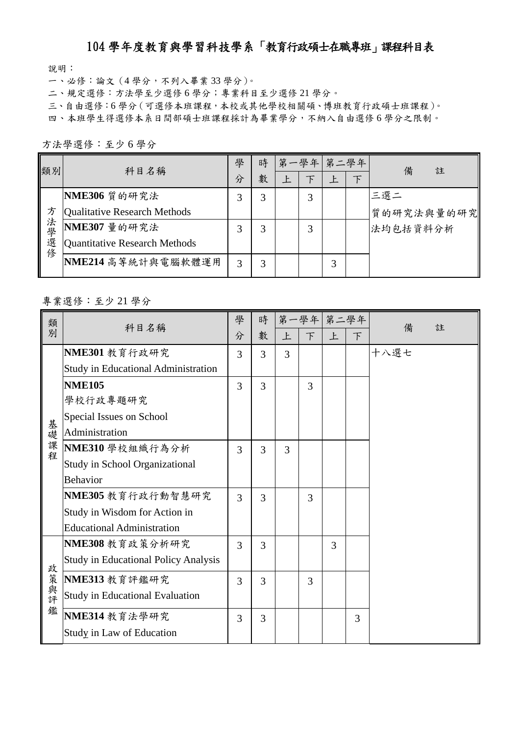# 104 學年度教育與學習科技學系「教育行政碩士在職專班」課程科目表

說明：

一、必修：論文（4 學分，不列入畢業 33 學分）。

二、規定選修：方法學至少選修 6 學分；專業科目至少選修 21 學分。

三、自由選修：6 學分（可選修本班課程，本校或其他學校相關碩、博班教育行政碩士班課程）。

四、本班學生得選修本系日間部碩士班課程採計為畢業學分，不納入自由選修 6 學分之限制。

方法學選修：至少 6 學分

| 類別 | 科目名稱 | 學分 | 時數 | 第一學年 | | 第二學年 | | 備註 |
|---|---|---|---|---|---|---|---|---|
| | | | | 上 | 下 | 上 | 下 | |
| 方法學選修 | **NME306** 質的研究法<br>Qualitative Research Methods | 3 | 3 | | 3 | | | 三選二<br>質的研究法與量的研究法均包括資料分析 |
| | **NME307** 量的研究法<br>Quantitative Research Methods | 3 | 3 | | 3 | | | |
| | **NME214** 高等統計與電腦軟體運用 | 3 | 3 | | | 3 | | |

專業選修：至少 21 學分

| 類別 | 科目名稱 | 學分 | 時數 | 第一學年 | | 第二學年 | | 備註 |
|---|---|---|---|---|---|---|---|---|
| | | | | 上 | 下 | 上 | 下 | |
| 基礎課程 | **NME301** 教育行政研究<br>Study in Educational Administration | 3 | 3 | 3 | | | | 十八選七 |
| | **NME105**<br>學校行政專題研究<br>Special Issues on School Administration | 3 | 3 | | 3 | | | |
| | **NME310** 學校組織行為分析<br>Study in School Organizational Behavior | 3 | 3 | 3 | | | | |
| | **NME305** 教育行政行動智慧研究<br>Study in Wisdom for Action in Educational Administration | 3 | 3 | | 3 | | | |
| 政策與評鑑 | **NME308** 教育政策分析研究<br>Study in Educational Policy Analysis | 3 | 3 | | | 3 | | |
| | **NME313** 教育評鑑研究<br>Study in Educational Evaluation | 3 | 3 | | 3 | | | |
| | **NME314** 教育法學研究<br>Study in Law of Education | 3 | 3 | | | | 3 | |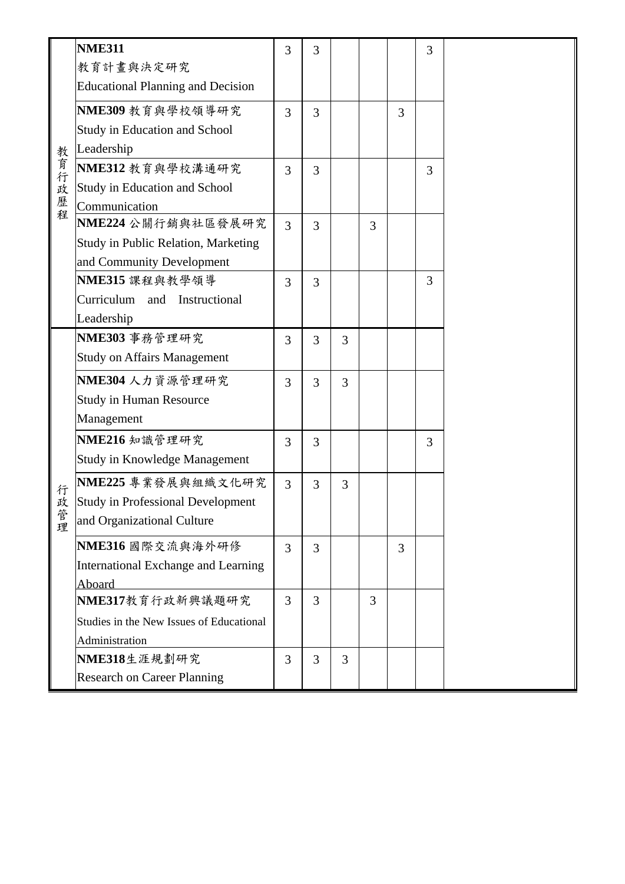| | | | | | | | | |
|---|---|---|---|---|---|---|---|---|
| 教育行政歷程 | NME311<br>教育計畫與決定研究<br>Educational Planning and Decision | 3 | 3 | | | | 3 | |
| | NME309 教育與學校領導研究<br>Study in Education and School Leadership | 3 | 3 | | | 3 | | |
| | NME312 教育與學校溝通研究<br>Study in Education and School Communication | 3 | 3 | | | | 3 | |
| | NME224 公關行銷與社區發展研究<br>Study in Public Relation, Marketing and Community Development | 3 | 3 | | 3 | | | |
| | NME315 課程與教學領導<br>Curriculum and Instructional Leadership | 3 | 3 | | | | 3 | |
| 行政管理 | NME303 事務管理研究<br>Study on Affairs Management | 3 | 3 | 3 | | | | |
| | NME304 人力資源管理研究<br>Study in Human Resource Management | 3 | 3 | 3 | | | | |
| | NME216 知識管理研究<br>Study in Knowledge Management | 3 | 3 | | | | 3 | |
| | NME225 專業發展與組織文化研究<br>Study in Professional Development and Organizational Culture | 3 | 3 | 3 | | | | |
| | NME316 國際交流與海外研修<br>International Exchange and Learning Aboard | 3 | 3 | | | 3 | | |
| | NME317教育行政新興議題研究<br>Studies in the New Issues of Educational Administration | 3 | 3 | | 3 | | | |
| | NME318生涯規劃研究<br>Research on Career Planning | 3 | 3 | 3 | | | | |